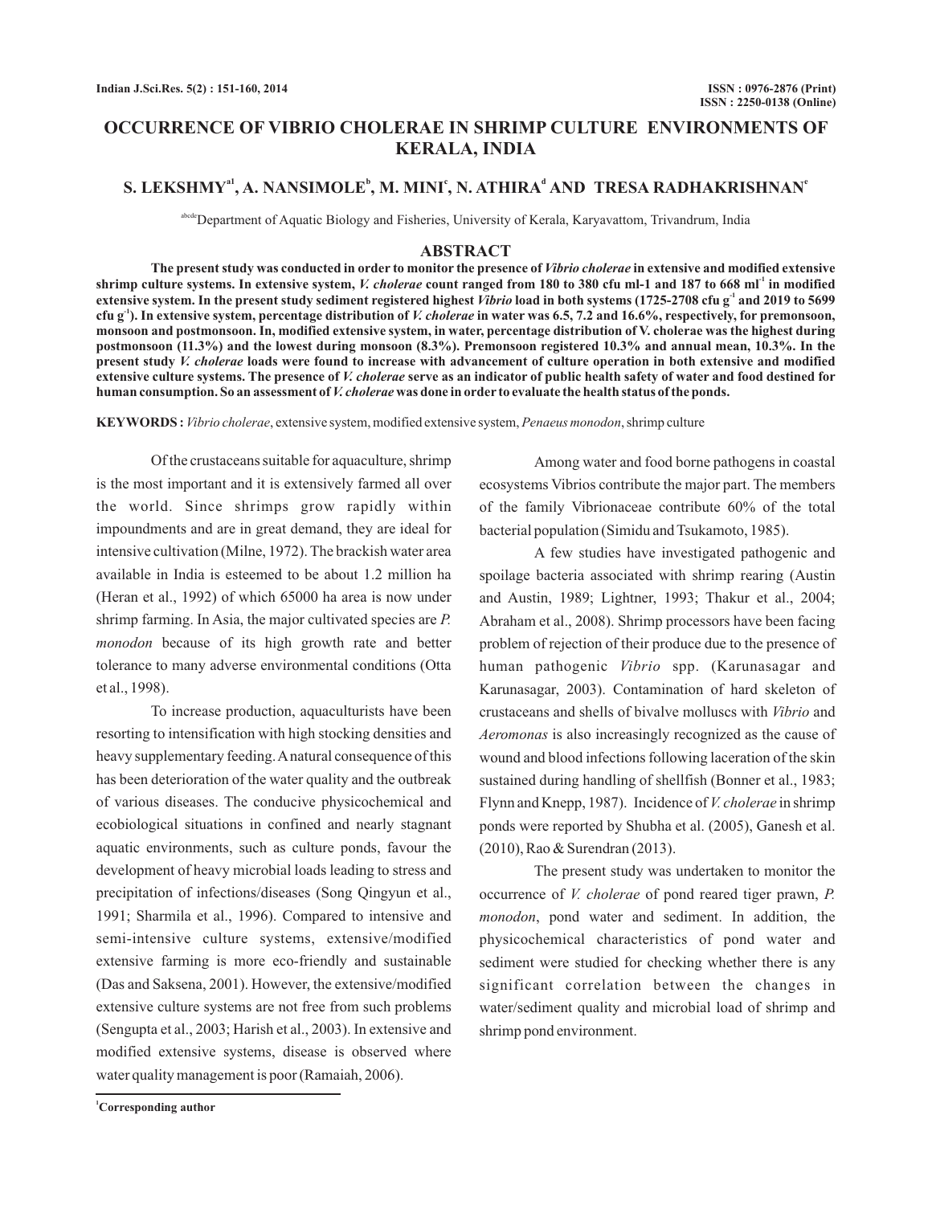# OCCURRENCE OF VIBRIO CHOLERAE IN SHRIMP CULTURE ENVIRONMENTS OF KERALA, INDIA

**S. LEKSHMY[a1], A. NANSIMOLE[b], M. MINI[c], N. ATHIRA[d] AND TRESA RADHAKRISHNAN[e]**

[abcde]Department of Aquatic Biology and Fisheries, University of Kerala, Karyavattom, Trivandrum, India

## ABSTRACT

**The present study was conducted in order to monitor the presence of *Vibrio cholerae* in extensive and modified extensive shrimp culture systems. In extensive system, *V. cholerae* count ranged from 180 to 380 cfu ml-1 and 187 to 668 ml$^{-1}$ in modified extensive system. In the present study sediment registered highest *Vibrio* load in both systems (1725-2708 cfu g$^{-1}$ and 2019 to 5699 cfu g$^{-1}$). In extensive system, percentage distribution of *V. cholerae* in water was 6.5, 7.2 and 16.6%, respectively, for premonsoon, monsoon and postmonsoon. In, modified extensive system, in water, percentage distribution of V. cholerae was the highest during postmonsoon (11.3%) and the lowest during monsoon (8.3%). Premonsoon registered 10.3% and annual mean, 10.3%. In the present study *V. cholerae* loads were found to increase with advancement of culture operation in both extensive and modified extensive culture systems. The presence of *V. cholerae* serve as an indicator of public health safety of water and food destined for human consumption. So an assessment of *V. cholerae* was done in order to evaluate the health status of the ponds.**

**KEYWORDS :** *Vibrio cholerae*, extensive system, modified extensive system, *Penaeus monodon*, shrimp culture

Of the crustaceans suitable for aquaculture, shrimp is the most important and it is extensively farmed all over the world. Since shrimps grow rapidly within impoundments and are in great demand, they are ideal for intensive cultivation (Milne, 1972). The brackish water area available in India is esteemed to be about 1.2 million ha (Heran et al., 1992) of which 65000 ha area is now under shrimp farming. In Asia, the major cultivated species are *P. monodon* because of its high growth rate and better tolerance to many adverse environmental conditions (Otta et al., 1998).

To increase production, aquaculturists have been resorting to intensification with high stocking densities and heavy supplementary feeding. A natural consequence of this has been deterioration of the water quality and the outbreak of various diseases. The conducive physicochemical and ecobiological situations in confined and nearly stagnant aquatic environments, such as culture ponds, favour the development of heavy microbial loads leading to stress and precipitation of infections/diseases (Song Qingyun et al., 1991; Sharmila et al., 1996). Compared to intensive and semi-intensive culture systems, extensive/modified extensive farming is more eco-friendly and sustainable (Das and Saksena, 2001). However, the extensive/modified extensive culture systems are not free from such problems (Sengupta et al., 2003; Harish et al., 2003). In extensive and modified extensive systems, disease is observed where water quality management is poor (Ramaiah, 2006).

Among water and food borne pathogens in coastal ecosystems Vibrios contribute the major part. The members of the family Vibrionaceae contribute 60% of the total bacterial population (Simidu and Tsukamoto, 1985).

A few studies have investigated pathogenic and spoilage bacteria associated with shrimp rearing (Austin and Austin, 1989; Lightner, 1993; Thakur et al., 2004; Abraham et al., 2008). Shrimp processors have been facing problem of rejection of their produce due to the presence of human pathogenic *Vibrio* spp. (Karunasagar and Karunasagar, 2003). Contamination of hard skeleton of crustaceans and shells of bivalve molluscs with *Vibrio* and *Aeromonas* is also increasingly recognized as the cause of wound and blood infections following laceration of the skin sustained during handling of shellfish (Bonner et al., 1983; Flynn and Knepp, 1987). Incidence of *V. cholerae* in shrimp ponds were reported by Shubha et al. (2005), Ganesh et al. (2010), Rao & Surendran (2013).

The present study was undertaken to monitor the occurrence of *V. cholerae* of pond reared tiger prawn, *P. monodon*, pond water and sediment. In addition, the physicochemical characteristics of pond water and sediment were studied for checking whether there is any significant correlation between the changes in water/sediment quality and microbial load of shrimp and shrimp pond environment.

[1]Corresponding author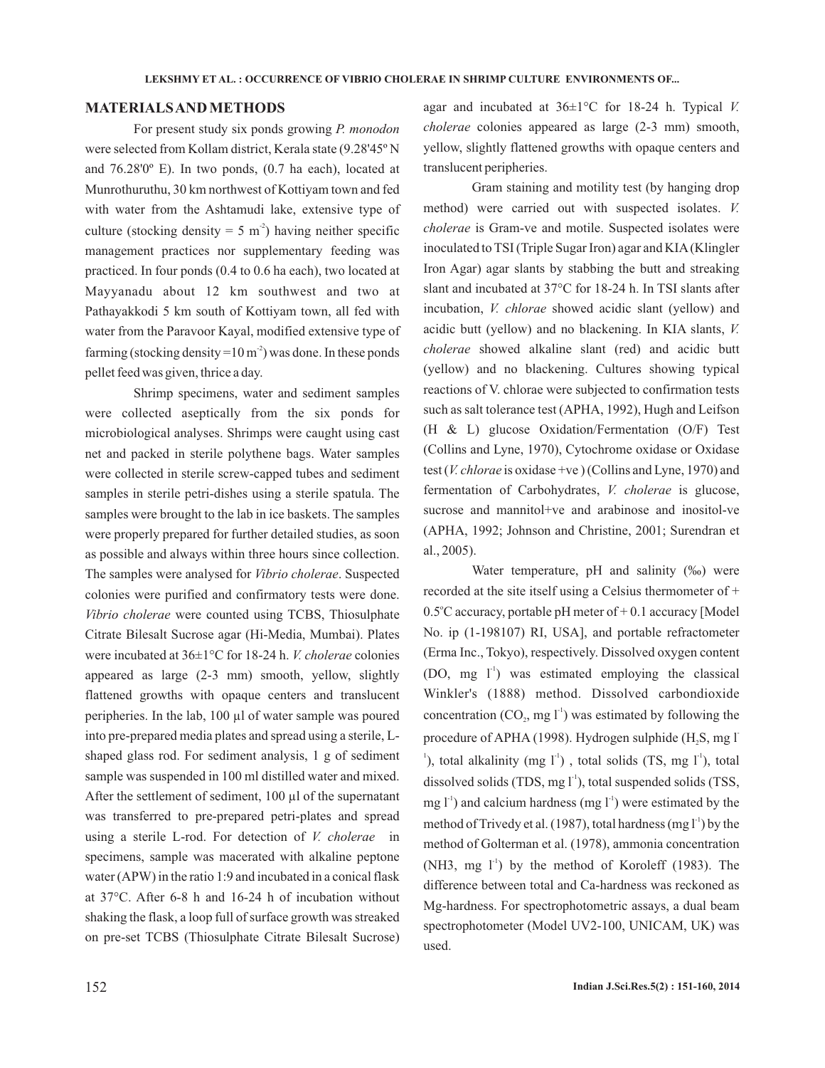## MATERIALS AND METHODS

For present study six ponds growing *P. monodon* were selected from Kollam district, Kerala state (9.28'45º N and 76.28'0º E). In two ponds, (0.7 ha each), located at Munrothuruthu, 30 km northwest of Kottiyam town and fed with water from the Ashtamudi lake, extensive type of culture (stocking density = 5 $m^{-2}$) having neither specific management practices nor supplementary feeding was practiced. In four ponds (0.4 to 0.6 ha each), two located at Mayyanadu about 12 km southwest and two at Pathayakkodi 5 km south of Kottiyam town, all fed with water from the Paravoor Kayal, modified extensive type of farming (stocking density =10 $m^{-2}$) was done. In these ponds pellet feed was given, thrice a day.

Shrimp specimens, water and sediment samples were collected aseptically from the six ponds for microbiological analyses. Shrimps were caught using cast net and packed in sterile polythene bags. Water samples were collected in sterile screw-capped tubes and sediment samples in sterile petri-dishes using a sterile spatula. The samples were brought to the lab in ice baskets. The samples were properly prepared for further detailed studies, as soon as possible and always within three hours since collection. The samples were analysed for *Vibrio cholerae*. Suspected colonies were purified and confirmatory tests were done. *Vibrio cholerae* were counted using TCBS, Thiosulphate Citrate Bilesalt Sucrose agar (Hi-Media, Mumbai). Plates were incubated at 36±1°C for 18-24 h. *V. cholerae* colonies appeared as large (2-3 mm) smooth, yellow, slightly flattened growths with opaque centers and translucent peripheries. In the lab, 100 µl of water sample was poured into pre-prepared media plates and spread using a sterile, L-shaped glass rod. For sediment analysis, 1 g of sediment sample was suspended in 100 ml distilled water and mixed. After the settlement of sediment, 100 µl of the supernatant was transferred to pre-prepared petri-plates and spread using a sterile L-rod. For detection of *V. cholerae* in specimens, sample was macerated with alkaline peptone water (APW) in the ratio 1:9 and incubated in a conical flask at 37°C. After 6-8 h and 16-24 h of incubation without shaking the flask, a loop full of surface growth was streaked on pre-set TCBS (Thiosulphate Citrate Bilesalt Sucrose) agar and incubated at 36±1°C for 18-24 h. Typical *V. cholerae* colonies appeared as large (2-3 mm) smooth, yellow, slightly flattened growths with opaque centers and translucent peripheries.

Gram staining and motility test (by hanging drop method) were carried out with suspected isolates. *V. cholerae* is Gram-ve and motile. Suspected isolates were inoculated to TSI (Triple Sugar Iron) agar and KIA (Klingler Iron Agar) agar slants by stabbing the butt and streaking slant and incubated at 37°C for 18-24 h. In TSI slants after incubation, *V. chlorae* showed acidic slant (yellow) and acidic butt (yellow) and no blackening. In KIA slants, *V. cholerae* showed alkaline slant (red) and acidic butt (yellow) and no blackening. Cultures showing typical reactions of V. chlorae were subjected to confirmation tests such as salt tolerance test (APHA, 1992), Hugh and Leifson (H & L) glucose Oxidation/Fermentation (O/F) Test (Collins and Lyne, 1970), Cytochrome oxidase or Oxidase test (*V. chlorae* is oxidase +ve ) (Collins and Lyne, 1970) and fermentation of Carbohydrates, *V. cholerae* is glucose, sucrose and mannitol+ve and arabinose and inositol-ve (APHA, 1992; Johnson and Christine, 2001; Surendran et al., 2005).

Water temperature, pH and salinity (‰) were recorded at the site itself using a Celsius thermometer of + 0.5°C accuracy, portable pH meter of + 0.1 accuracy [Model No. ip (1-198107) RI, USA], and portable refractometer (Erma Inc., Tokyo), respectively. Dissolved oxygen content (DO, mg $l^{-1}$) was estimated employing the classical Winkler's (1888) method. Dissolved carbondioxide concentration ($CO_2$, mg $l^{-1}$) was estimated by following the procedure of APHA (1998). Hydrogen sulphide ($H_2S$, mg $l^{-1}$), total alkalinity (mg $l^{-1}$) , total solids (TS, mg $l^{-1}$), total dissolved solids (TDS, mg $l^{-1}$), total suspended solids (TSS, mg $l^{-1}$) and calcium hardness (mg $l^{-1}$) were estimated by the method of Trivedy et al. (1987), total hardness (mg $l^{-1}$) by the method of Golterman et al. (1978), ammonia concentration ($NH_3$, mg $l^{-1}$) by the method of Koroleff (1983). The difference between total and Ca-hardness was reckoned as Mg-hardness. For spectrophotometric assays, a dual beam spectrophotometer (Model UV2-100, UNICAM, UK) was used.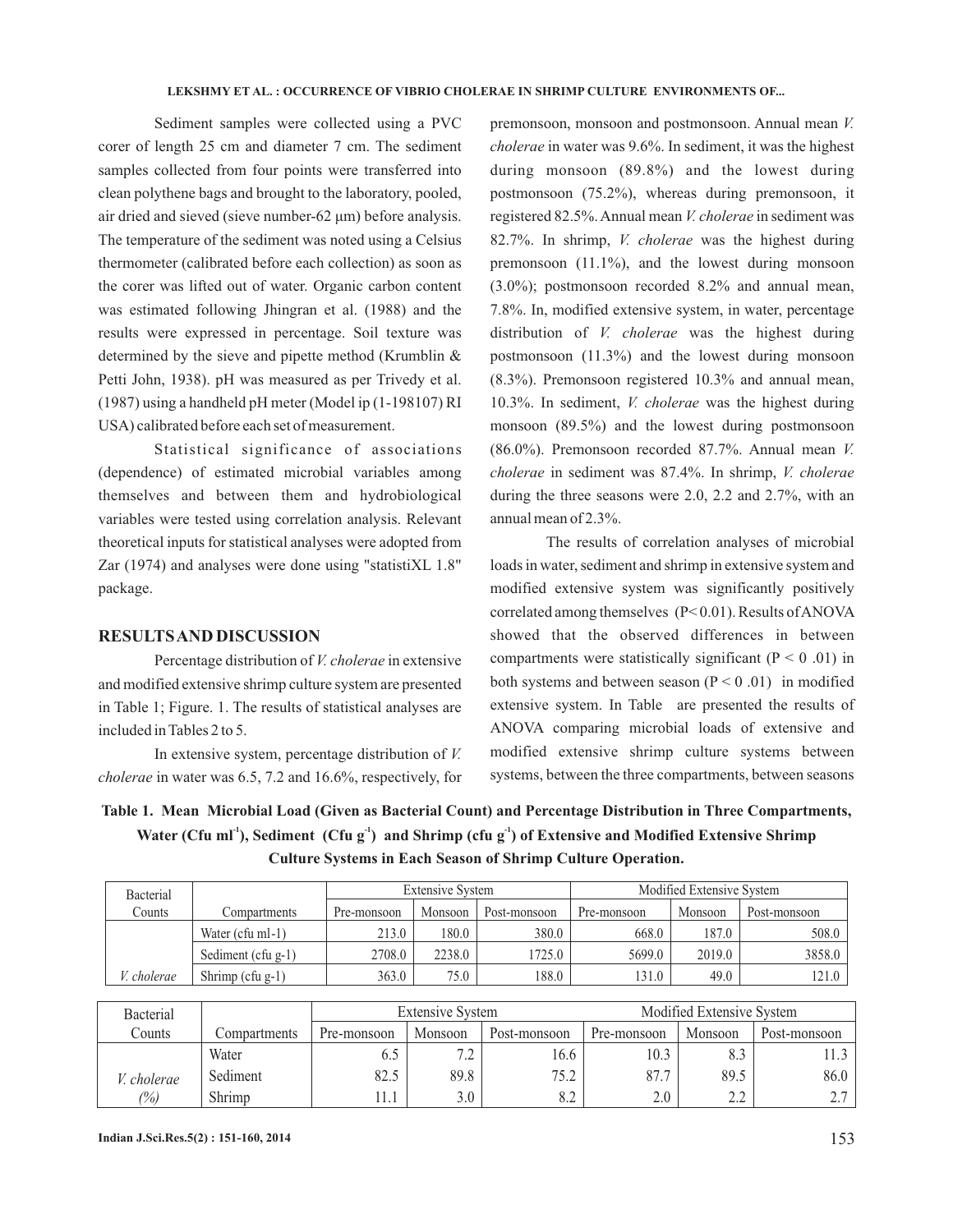Sediment samples were collected using a PVC corer of length 25 cm and diameter 7 cm. The sediment samples collected from four points were transferred into clean polythene bags and brought to the laboratory, pooled, air dried and sieved (sieve number-62 µm) before analysis. The temperature of the sediment was noted using a Celsius thermometer (calibrated before each collection) as soon as the corer was lifted out of water. Organic carbon content was estimated following Jhingran et al. (1988) and the results were expressed in percentage. Soil texture was determined by the sieve and pipette method (Krumblin & Petti John, 1938). pH was measured as per Trivedy et al. (1987) using a handheld pH meter (Model ip (1-198107) RI USA) calibrated before each set of measurement.

Statistical significance of associations (dependence) of estimated microbial variables among themselves and between them and hydrobiological variables were tested using correlation analysis. Relevant theoretical inputs for statistical analyses were adopted from Zar (1974) and analyses were done using "statistiXL 1.8" package.

## RESULTS AND DISCUSSION

Percentage distribution of *V. cholerae* in extensive and modified extensive shrimp culture system are presented in Table 1; Figure. 1. The results of statistical analyses are included in Tables 2 to 5.

In extensive system, percentage distribution of *V. cholerae* in water was 6.5, 7.2 and 16.6%, respectively, for premonsoon, monsoon and postmonsoon. Annual mean *V. cholerae* in water was 9.6%. In sediment, it was the highest during monsoon (89.8%) and the lowest during postmonsoon (75.2%), whereas during premonsoon, it registered 82.5%. Annual mean *V. cholerae* in sediment was 82.7%. In shrimp, *V. cholerae* was the highest during premonsoon (11.1%), and the lowest during monsoon (3.0%); postmonsoon recorded 8.2% and annual mean, 7.8%. In, modified extensive system, in water, percentage distribution of *V. cholerae* was the highest during postmonsoon (11.3%) and the lowest during monsoon (8.3%). Premonsoon registered 10.3% and annual mean, 10.3%. In sediment, *V. cholerae* was the highest during monsoon (89.5%) and the lowest during postmonsoon (86.0%). Premonsoon recorded 87.7%. Annual mean *V. cholerae* in sediment was 87.4%. In shrimp, *V. cholerae* during the three seasons were 2.0, 2.2 and 2.7%, with an annual mean of 2.3%.

The results of correlation analyses of microbial loads in water, sediment and shrimp in extensive system and modified extensive system was significantly positively correlated among themselves ($P < 0.01$). Results of ANOVA showed that the observed differences in between compartments were statistically significant ($P < 0.01$) in both systems and between season ($P < 0.01$) in modified extensive system. In Table are presented the results of ANOVA comparing microbial loads of extensive and modified extensive shrimp culture systems between systems, between the three compartments, between seasons

**Table 1. Mean Microbial Load (Given as Bacterial Count) and Percentage Distribution in Three Compartments, Water (Cfu ml$^{-1}$), Sediment (Cfu g$^{-1}$) and Shrimp (cfu g$^{-1}$) of Extensive and Modified Extensive Shrimp Culture Systems in Each Season of Shrimp Culture Operation.**

| Bacterial Counts | Compartments | Extensive System | | | Modified Extensive System | | |
|---|---|---|---|---|---|---|---|
| | | Pre-monsoon | Monsoon | Post-monsoon | Pre-monsoon | Monsoon | Post-monsoon |
| | Water (cfu ml-1) | 213.0 | 180.0 | 380.0 | 668.0 | 187.0 | 508.0 |
| | Sediment (cfu g-1) | 2708.0 | 2238.0 | 1725.0 | 5699.0 | 2019.0 | 3858.0 |
| *V. cholerae* | Shrimp (cfu g-1) | 363.0 | 75.0 | 188.0 | 131.0 | 49.0 | 121.0 |

| Bacterial Counts | Compartments | Extensive System | | | Modified Extensive System | | |
|---|---|---|---|---|---|---|---|
| | | Pre-monsoon | Monsoon | Post-monsoon | Pre-monsoon | Monsoon | Post-monsoon |
| | Water | 6.5 | 7.2 | 16.6 | 10.3 | 8.3 | 11.3 |
| *V. cholerae* | Sediment | 82.5 | 89.8 | 75.2 | 87.7 | 89.5 | 86.0 |
| *(%)* | Shrimp | 11.1 | 3.0 | 8.2 | 2.0 | 2.2 | 2.7 |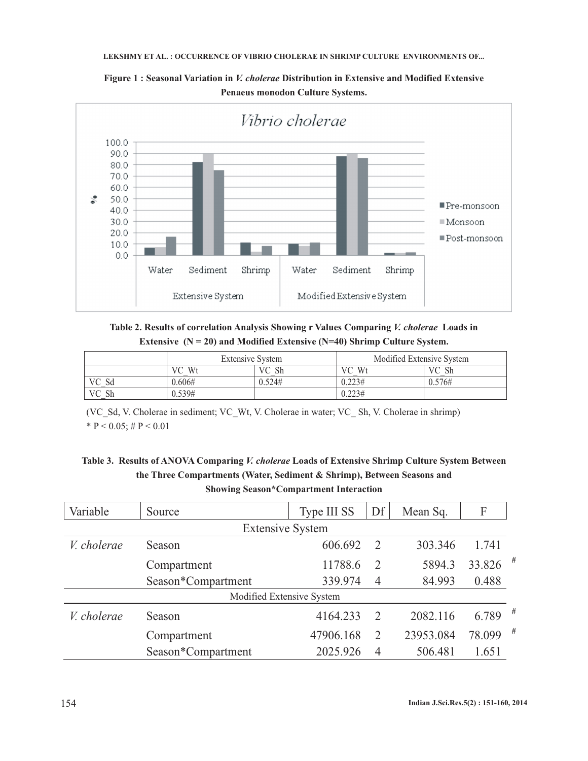**Figure 1 : Seasonal Variation in *V. cholerae* Distribution in Extensive and Modified Extensive Penaeus monodon Culture Systems.**

**Table 2. Results of correlation Analysis Showing r Values Comparing *V. cholerae* Loads in Extensive (N = 20) and Modified Extensive (N=40) Shrimp Culture System.**

| | Extensive System | | Modified Extensive System | |
|---|---|---|---|---|
| | VC_Wt | VC_Sh | VC_Wt | VC_Sh |
| VC_Sd | 0.606# | 0.524# | 0.223# | 0.576# |
| VC_Sh | 0.539# | | 0.223# | |

(VC_Sd, V. Cholerae in sediment; VC_Wt, V. Cholerae in water; VC_ Sh, V. Cholerae in shrimp)

\* P < 0.05; # P < 0.01

**Table 3. Results of ANOVA Comparing *V. cholerae* Loads of Extensive Shrimp Culture System Between the Three Compartments (Water, Sediment & Shrimp), Between Seasons and Showing Season*Compartment Interaction**

| Variable | Source | Type III SS | Df | Mean Sq. | F |
|---|---|---|---|---|---|
| Extensive System | | | | | |
| *V. cholerae* | Season | 606.692 | 2 | 303.346 | 1.741 |
| | Compartment | 11788.6 | 2 | 5894.3 | 33.826 # |
| | Season*Compartment | 339.974 | 4 | 84.993 | 0.488 |
| Modified Extensive System | | | | | |
| *V. cholerae* | Season | 4164.233 | 2 | 2082.116 | 6.789 # |
| | Compartment | 47906.168 | 2 | 23953.084 | 78.099 # |
| | Season*Compartment | 2025.926 | 4 | 506.481 | 1.651 |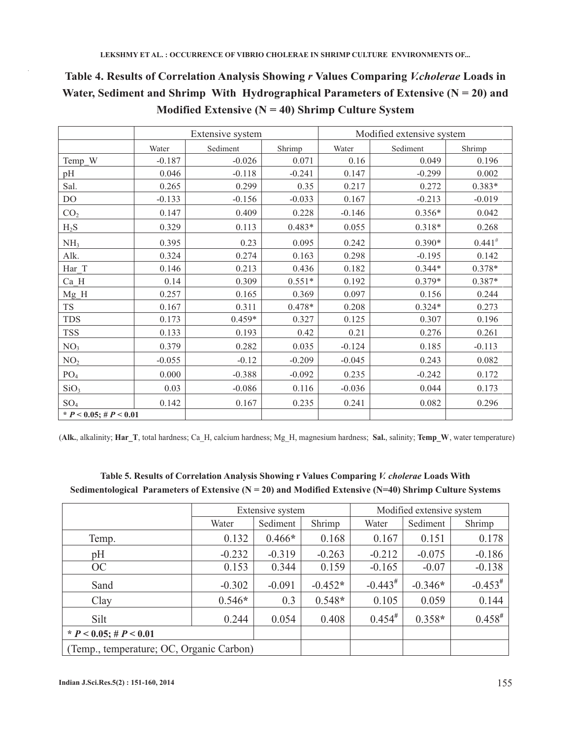**Table 4. Results of Correlation Analysis Showing *r* Values Comparing *V.cholerae* Loads in Water, Sediment and Shrimp With Hydrographical Parameters of Extensive (N = 20) and Modified Extensive (N = 40) Shrimp Culture System**

| | Extensive system | | | Modified extensive system | | |
|---|---|---|---|---|---|---|
| | Water | Sediment | Shrimp | Water | Sediment | Shrimp |
| Temp_W | -0.187 | -0.026 | 0.071 | 0.16 | 0.049 | 0.196 |
| pH | 0.046 | -0.118 | -0.241 | 0.147 | -0.299 | 0.002 |
| Sal. | 0.265 | 0.299 | 0.35 | 0.217 | 0.272 | 0.383* |
| DO | -0.133 | -0.156 | -0.033 | 0.167 | -0.213 | -0.019 |
| $CO_2$ | 0.147 | 0.409 | 0.228 | -0.146 | 0.356* | 0.042 |
| $H_2S$ | 0.329 | 0.113 | 0.483* | 0.055 | 0.318* | 0.268 |
| $NH_3$ | 0.395 | 0.23 | 0.095 | 0.242 | 0.390* | 0.441# |
| Alk. | 0.324 | 0.274 | 0.163 | 0.298 | -0.195 | 0.142 |
| Har_T | 0.146 | 0.213 | 0.436 | 0.182 | 0.344* | 0.378* |
| Ca_H | 0.14 | 0.309 | 0.551* | 0.192 | 0.379* | 0.387* |
| Mg_H | 0.257 | 0.165 | 0.369 | 0.097 | 0.156 | 0.244 |
| TS | 0.167 | 0.311 | 0.478* | 0.208 | 0.324* | 0.273 |
| TDS | 0.173 | 0.459* | 0.327 | 0.125 | 0.307 | 0.196 |
| TSS | 0.133 | 0.193 | 0.42 | 0.21 | 0.276 | 0.261 |
| $NO_3$ | 0.379 | 0.282 | 0.035 | -0.124 | 0.185 | -0.113 |
| $NO_2$ | -0.055 | -0.12 | -0.209 | -0.045 | 0.243 | 0.082 |
| $PO_4$ | 0.000 | -0.388 | -0.092 | 0.235 | -0.242 | 0.172 |
| $SiO_3$ | 0.03 | -0.086 | 0.116 | -0.036 | 0.044 | 0.173 |
| $SO_4$ | 0.142 | 0.167 | 0.235 | 0.241 | 0.082 | 0.296 |
| * $P < 0.05$; # $P < 0.01$ | | | | | | |

(**Alk.**, alkalinity; **Har_T**, total hardness; Ca_H, calcium hardness; Mg_H, magnesium hardness; **Sal.**, salinity; **Temp_W**, water temperature)

**Table 5. Results of Correlation Analysis Showing r Values Comparing *V. cholerae* Loads With Sedimentological Parameters of Extensive (N = 20) and Modified Extensive (N=40) Shrimp Culture Systems**

| | Extensive system | | | Modified extensive system | | |
|---|---|---|---|---|---|---|
| | Water | Sediment | Shrimp | Water | Sediment | Shrimp |
| Temp. | 0.132 | 0.466* | 0.168 | 0.167 | 0.151 | 0.178 |
| pH | -0.232 | -0.319 | -0.263 | -0.212 | -0.075 | -0.186 |
| OC | 0.153 | 0.344 | 0.159 | -0.165 | -0.07 | -0.138 |
| Sand | -0.302 | -0.091 | -0.452* | -0.443# | -0.346* | -0.453# |
| Clay | 0.546* | 0.3 | 0.548* | 0.105 | 0.059 | 0.144 |
| Silt | 0.244 | 0.054 | 0.408 | 0.454# | 0.358* | 0.458# |
| * $P < 0.05$; # $P < 0.01$ | | | | | | |
| (Temp., temperature; OC, Organic Carbon) | | | | | | |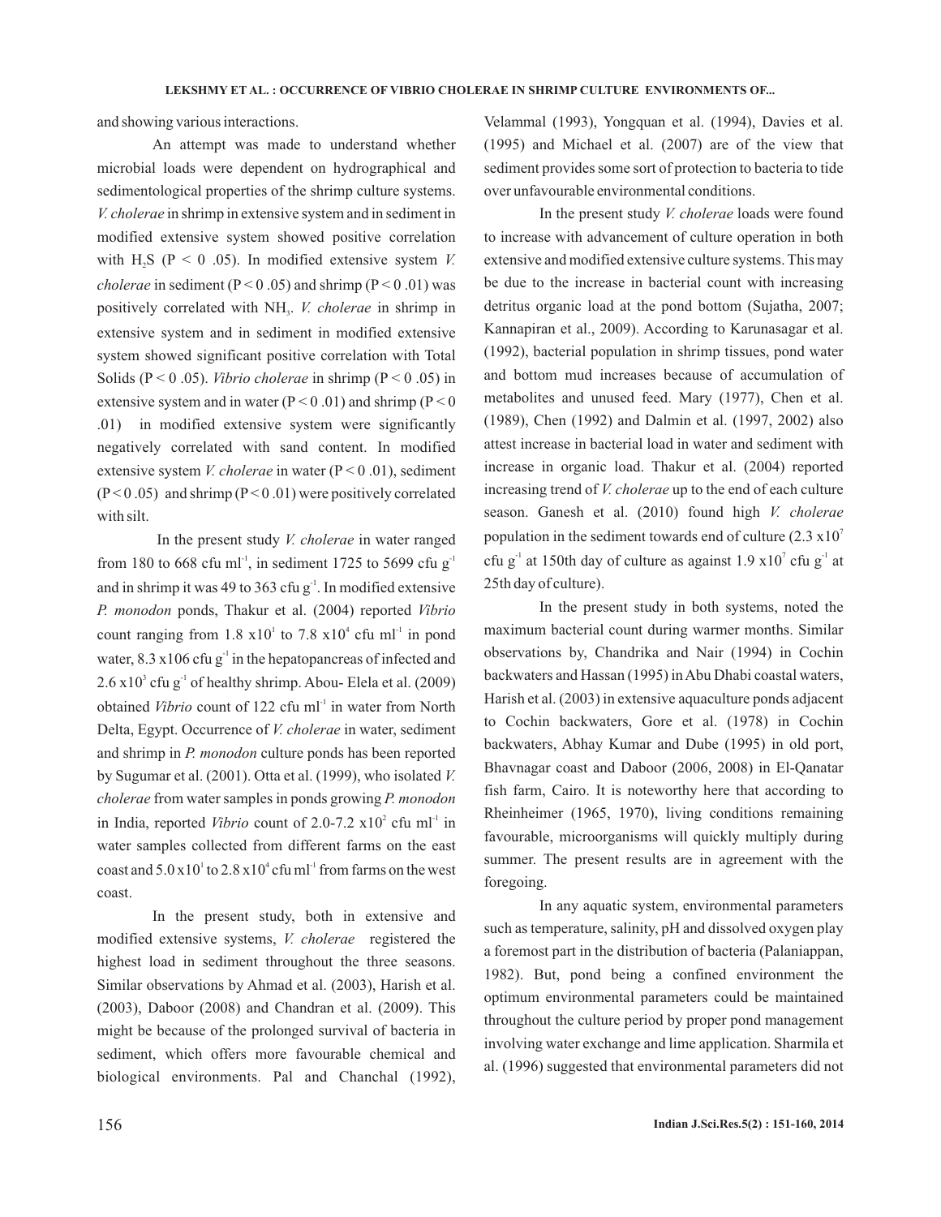and showing various interactions.

An attempt was made to understand whether microbial loads were dependent on hydrographical and sedimentological properties of the shrimp culture systems. *V. cholerae* in shrimp in extensive system and in sediment in modified extensive system showed positive correlation with $H_2S$ ($P < 0.05$). In modified extensive system *V. cholerae* in sediment ($P < 0.05$) and shrimp ($P < 0.01$) was positively correlated with $NH_3$. *V. cholerae* in shrimp in extensive system and in sediment in modified extensive system showed significant positive correlation with Total Solids ($P < 0.05$). *Vibrio cholerae* in shrimp ($P < 0.05$) in extensive system and in water ($P < 0.01$) and shrimp ($P < 0.01$) in modified extensive system were significantly negatively correlated with sand content. In modified extensive system *V. cholerae* in water ($P < 0.01$), sediment ($P < 0.05$) and shrimp ($P < 0.01$) were positively correlated with silt.

In the present study *V. cholerae* in water ranged from 180 to 668 cfu $ml^{-1}$, in sediment 1725 to 5699 cfu $g^{-1}$ and in shrimp it was 49 to 363 cfu $g^{-1}$. In modified extensive *P. monodon* ponds, Thakur et al. (2004) reported *Vibrio* count ranging from $1.8 \times 10^1$ to $7.8 \times 10^4$ cfu $ml^{-1}$ in pond water, 8.3 x106 cfu $g^{-1}$ in the hepatopancreas of infected and $2.6 \times 10^3$ cfu $g^{-1}$ of healthy shrimp. Abou- Elela et al. (2009) obtained *Vibrio* count of 122 cfu $ml^{-1}$ in water from North Delta, Egypt. Occurrence of *V. cholerae* in water, sediment and shrimp in *P. monodon* culture ponds has been reported by Sugumar et al. (2001). Otta et al. (1999), who isolated *V. cholerae* from water samples in ponds growing *P. monodon* in India, reported *Vibrio* count of 2.0-7.2 $\times 10^2$ cfu $ml^{-1}$ in water samples collected from different farms on the east coast and $5.0 \times 10^1$ to $2.8 \times 10^4$ cfu $ml^{-1}$ from farms on the west coast.

In the present study, both in extensive and modified extensive systems, *V. cholerae* registered the highest load in sediment throughout the three seasons. Similar observations by Ahmad et al. (2003), Harish et al. (2003), Daboor (2008) and Chandran et al. (2009). This might be because of the prolonged survival of bacteria in sediment, which offers more favourable chemical and biological environments. Pal and Chanchal (1992), Velammal (1993), Yongquan et al. (1994), Davies et al. (1995) and Michael et al. (2007) are of the view that sediment provides some sort of protection to bacteria to tide over unfavourable environmental conditions.

In the present study *V. cholerae* loads were found to increase with advancement of culture operation in both extensive and modified extensive culture systems. This may be due to the increase in bacterial count with increasing detritus organic load at the pond bottom (Sujatha, 2007; Kannapiran et al., 2009). According to Karunasagar et al. (1992), bacterial population in shrimp tissues, pond water and bottom mud increases because of accumulation of metabolites and unused feed. Mary (1977), Chen et al. (1989), Chen (1992) and Dalmin et al. (1997, 2002) also attest increase in bacterial load in water and sediment with increase in organic load. Thakur et al. (2004) reported increasing trend of *V. cholerae* up to the end of each culture season. Ganesh et al. (2010) found high *V. cholerae* population in the sediment towards end of culture ($2.3 \times 10^7$ cfu $g^{-1}$ at 150th day of culture as against $1.9 \times 10^7$ cfu $g^{-1}$ at 25th day of culture).

In the present study in both systems, noted the maximum bacterial count during warmer months. Similar observations by, Chandrika and Nair (1994) in Cochin backwaters and Hassan (1995) in Abu Dhabi coastal waters, Harish et al. (2003) in extensive aquaculture ponds adjacent to Cochin backwaters, Gore et al. (1978) in Cochin backwaters, Abhay Kumar and Dube (1995) in old port, Bhavnagar coast and Daboor (2006, 2008) in El-Qanatar fish farm, Cairo. It is noteworthy here that according to Rheinheimer (1965, 1970), living conditions remaining favourable, microorganisms will quickly multiply during summer. The present results are in agreement with the foregoing.

In any aquatic system, environmental parameters such as temperature, salinity, pH and dissolved oxygen play a foremost part in the distribution of bacteria (Palaniappan, 1982). But, pond being a confined environment the optimum environmental parameters could be maintained throughout the culture period by proper pond management involving water exchange and lime application. Sharmila et al. (1996) suggested that environmental parameters did not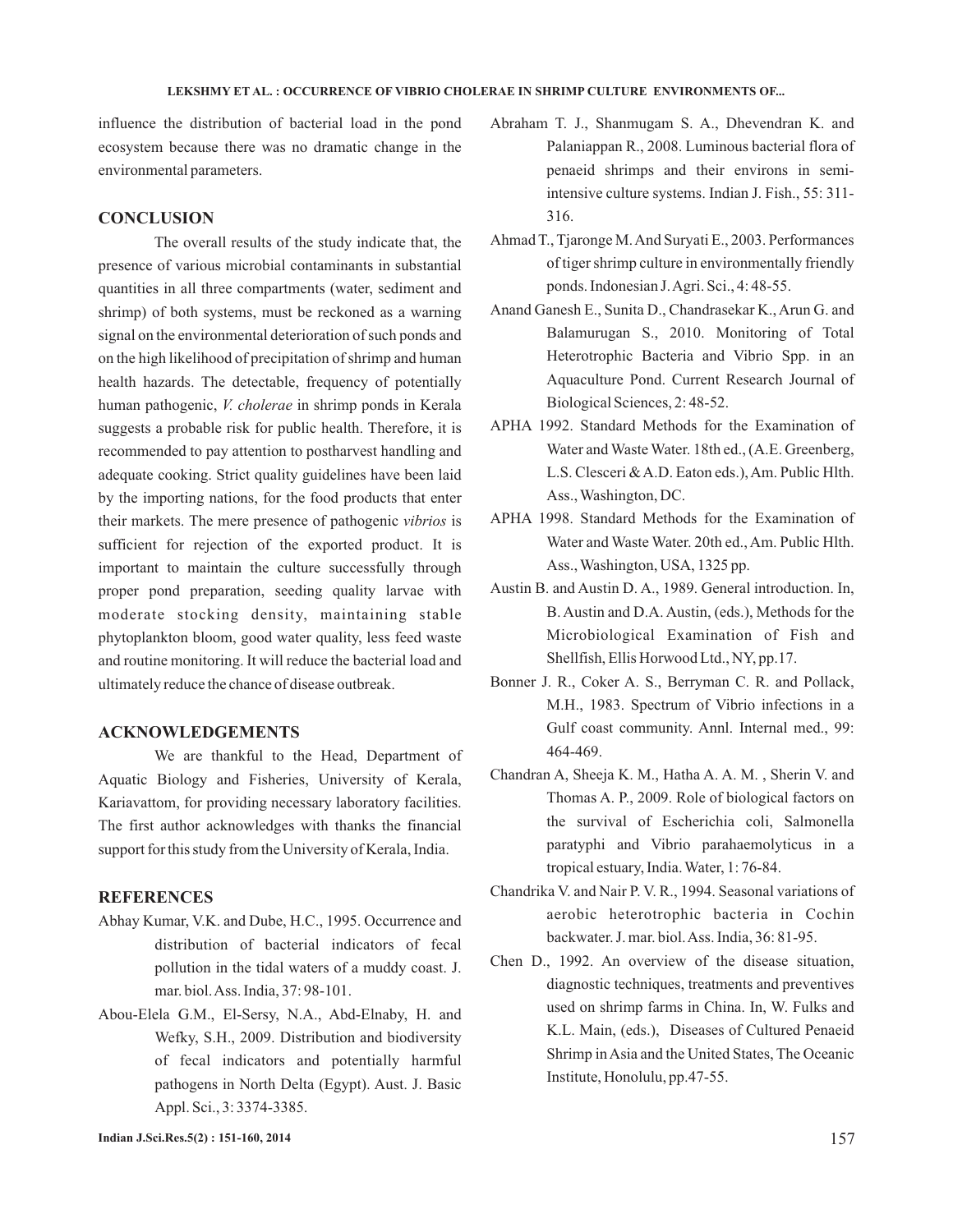influence the distribution of bacterial load in the pond ecosystem because there was no dramatic change in the environmental parameters.

## CONCLUSION

The overall results of the study indicate that, the presence of various microbial contaminants in substantial quantities in all three compartments (water, sediment and shrimp) of both systems, must be reckoned as a warning signal on the environmental deterioration of such ponds and on the high likelihood of precipitation of shrimp and human health hazards. The detectable, frequency of potentially human pathogenic, *V. cholerae* in shrimp ponds in Kerala suggests a probable risk for public health. Therefore, it is recommended to pay attention to postharvest handling and adequate cooking. Strict quality guidelines have been laid by the importing nations, for the food products that enter their markets. The mere presence of pathogenic *vibrios* is sufficient for rejection of the exported product. It is important to maintain the culture successfully through proper pond preparation, seeding quality larvae with moderate stocking density, maintaining stable phytoplankton bloom, good water quality, less feed waste and routine monitoring. It will reduce the bacterial load and ultimately reduce the chance of disease outbreak.

## ACKNOWLEDGEMENTS

We are thankful to the Head, Department of Aquatic Biology and Fisheries, University of Kerala, Kariavattom, for providing necessary laboratory facilities. The first author acknowledges with thanks the financial support for this study from the University of Kerala, India.

## REFERENCES

Abhay Kumar, V.K. and Dube, H.C., 1995. Occurrence and distribution of bacterial indicators of fecal pollution in the tidal waters of a muddy coast. J. mar. biol. Ass. India, 37: 98-101.

Abou-Elela G.M., El-Sersy, N.A., Abd-Elnaby, H. and Wefky, S.H., 2009. Distribution and biodiversity of fecal indicators and potentially harmful pathogens in North Delta (Egypt). Aust. J. Basic Appl. Sci., 3: 3374-3385.

Abraham T. J., Shanmugam S. A., Dhevendran K. and Palaniappan R., 2008. Luminous bacterial flora of penaeid shrimps and their environs in semi-intensive culture systems. Indian J. Fish., 55: 311-316.

Ahmad T., Tjaronge M. And Suryati E., 2003. Performances of tiger shrimp culture in environmentally friendly ponds. Indonesian J. Agri. Sci., 4: 48-55.

Anand Ganesh E., Sunita D., Chandrasekar K., Arun G. and Balamurugan S., 2010. Monitoring of Total Heterotrophic Bacteria and Vibrio Spp. in an Aquaculture Pond. Current Research Journal of Biological Sciences, 2: 48-52.

APHA 1992. Standard Methods for the Examination of Water and Waste Water. 18th ed., (A.E. Greenberg, L.S. Clesceri & A.D. Eaton eds.), Am. Public Hlth. Ass., Washington, DC.

APHA 1998. Standard Methods for the Examination of Water and Waste Water. 20th ed., Am. Public Hlth. Ass., Washington, USA, 1325 pp.

Austin B. and Austin D. A., 1989. General introduction. In, B. Austin and D.A. Austin, (eds.), Methods for the Microbiological Examination of Fish and Shellfish, Ellis Horwood Ltd., NY, pp.17.

Bonner J. R., Coker A. S., Berryman C. R. and Pollack, M.H., 1983. Spectrum of Vibrio infections in a Gulf coast community. Annl. Internal med., 99: 464-469.

Chandran A, Sheeja K. M., Hatha A. A. M. , Sherin V. and Thomas A. P., 2009. Role of biological factors on the survival of Escherichia coli, Salmonella paratyphi and Vibrio parahaemolyticus in a tropical estuary, India. Water, 1: 76-84.

Chandrika V. and Nair P. V. R., 1994. Seasonal variations of aerobic heterotrophic bacteria in Cochin backwater. J. mar. biol. Ass. India, 36: 81-95.

Chen D., 1992. An overview of the disease situation, diagnostic techniques, treatments and preventives used on shrimp farms in China. In, W. Fulks and K.L. Main, (eds.), Diseases of Cultured Penaeid Shrimp in Asia and the United States, The Oceanic Institute, Honolulu, pp.47-55.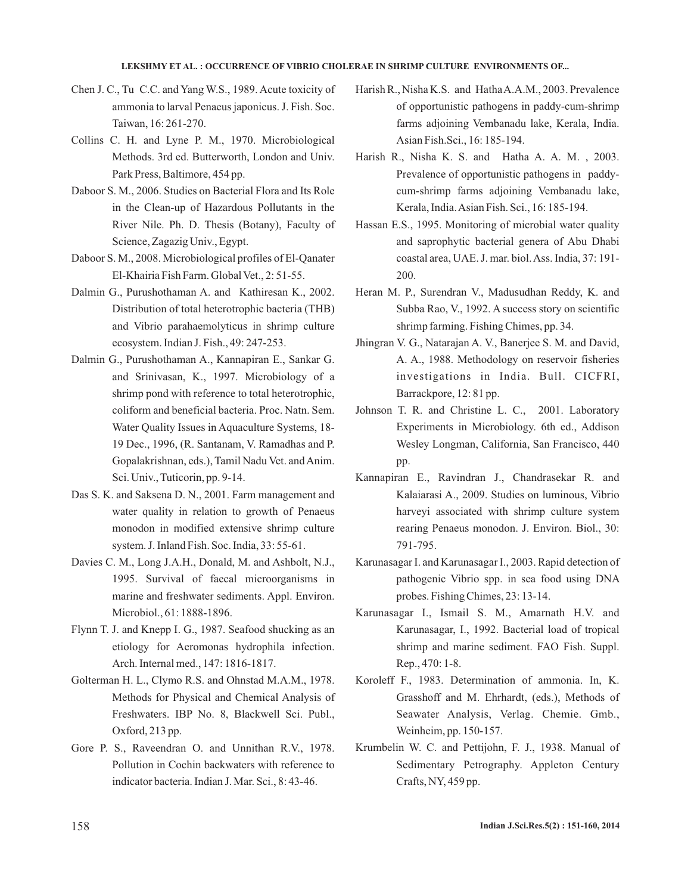Chen J. C., Tu C.C. and Yang W.S., 1989. Acute toxicity of ammonia to larval Penaeus japonicus. J. Fish. Soc. Taiwan, 16: 261-270.

Collins C. H. and Lyne P. M., 1970. Microbiological Methods. 3rd ed. Butterworth, London and Univ. Park Press, Baltimore, 454 pp.

Daboor S. M., 2006. Studies on Bacterial Flora and Its Role in the Clean-up of Hazardous Pollutants in the River Nile. Ph. D. Thesis (Botany), Faculty of Science, Zagazig Univ., Egypt.

Daboor S. M., 2008. Microbiological profiles of El-Qanater El-Khairia Fish Farm. Global Vet., 2: 51-55.

Dalmin G., Purushothaman A. and Kathiresan K., 2002. Distribution of total heterotrophic bacteria (THB) and Vibrio parahaemolyticus in shrimp culture ecosystem. Indian J. Fish., 49: 247-253.

Dalmin G., Purushothaman A., Kannapiran E., Sankar G. and Srinivasan, K., 1997. Microbiology of a shrimp pond with reference to total heterotrophic, coliform and beneficial bacteria. Proc. Natn. Sem. Water Quality Issues in Aquaculture Systems, 18-19 Dec., 1996, (R. Santanam, V. Ramadhas and P. Gopalakrishnan, eds.), Tamil Nadu Vet. and Anim. Sci. Univ., Tuticorin, pp. 9-14.

Das S. K. and Saksena D. N., 2001. Farm management and water quality in relation to growth of Penaeus monodon in modified extensive shrimp culture system. J. Inland Fish. Soc. India, 33: 55-61.

Davies C. M., Long J.A.H., Donald, M. and Ashbolt, N.J., 1995. Survival of faecal microorganisms in marine and freshwater sediments. Appl. Environ. Microbiol., 61: 1888-1896.

Flynn T. J. and Knepp I. G., 1987. Seafood shucking as an etiology for Aeromonas hydrophila infection. Arch. Internal med., 147: 1816-1817.

Golterman H. L., Clymo R.S. and Ohnstad M.A.M., 1978. Methods for Physical and Chemical Analysis of Freshwaters. IBP No. 8, Blackwell Sci. Publ., Oxford, 213 pp.

Gore P. S., Raveendran O. and Unnithan R.V., 1978. Pollution in Cochin backwaters with reference to indicator bacteria. Indian J. Mar. Sci., 8: 43-46.

Harish R., Nisha K.S. and Hatha A.A.M., 2003. Prevalence of opportunistic pathogens in paddy-cum-shrimp farms adjoining Vembanadu lake, Kerala, India. Asian Fish.Sci., 16: 185-194.

Harish R., Nisha K. S. and Hatha A. A. M. , 2003. Prevalence of opportunistic pathogens in paddy-cum-shrimp farms adjoining Vembanadu lake, Kerala, India. Asian Fish. Sci., 16: 185-194.

Hassan E.S., 1995. Monitoring of microbial water quality and saprophytic bacterial genera of Abu Dhabi coastal area, UAE. J. mar. biol. Ass. India, 37: 191-200.

Heran M. P., Surendran V., Madusudhan Reddy, K. and Subba Rao, V., 1992. A success story on scientific shrimp farming. Fishing Chimes, pp. 34.

Jhingran V. G., Natarajan A. V., Banerjee S. M. and David, A. A., 1988. Methodology on reservoir fisheries investigations in India. Bull. CICFRI, Barrackpore, 12: 81 pp.

Johnson T. R. and Christine L. C., 2001. Laboratory Experiments in Microbiology. 6th ed., Addison Wesley Longman, California, San Francisco, 440 pp.

Kannapiran E., Ravindran J., Chandrasekar R. and Kalaiarasi A., 2009. Studies on luminous, Vibrio harveyi associated with shrimp culture system rearing Penaeus monodon. J. Environ. Biol., 30: 791-795.

Karunasagar I. and Karunasagar I., 2003. Rapid detection of pathogenic Vibrio spp. in sea food using DNA probes. Fishing Chimes, 23: 13-14.

Karunasagar I., Ismail S. M., Amarnath H.V. and Karunasagar, I., 1992. Bacterial load of tropical shrimp and marine sediment. FAO Fish. Suppl. Rep., 470: 1-8.

Koroleff F., 1983. Determination of ammonia. In, K. Grasshoff and M. Ehrhardt, (eds.), Methods of Seawater Analysis, Verlag. Chemie. Gmb., Weinheim, pp. 150-157.

Krumbelin W. C. and Pettijohn, F. J., 1938. Manual of Sedimentary Petrography. Appleton Century Crafts, NY, 459 pp.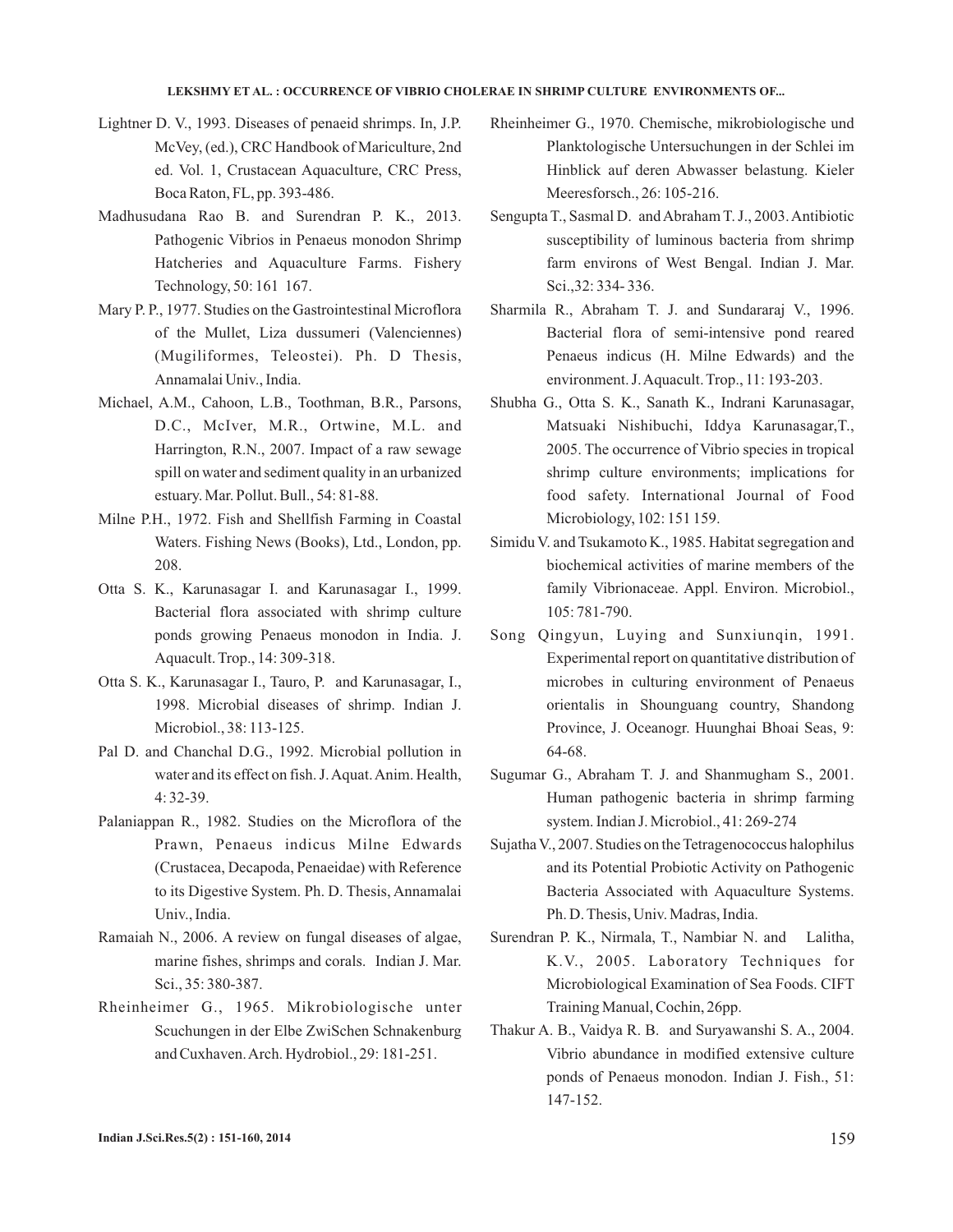Lightner D. V., 1993. Diseases of penaeid shrimps. In, J.P. McVey, (ed.), CRC Handbook of Mariculture, 2nd ed. Vol. 1, Crustacean Aquaculture, CRC Press, Boca Raton, FL, pp. 393-486.

Madhusudana Rao B. and Surendran P. K., 2013. Pathogenic Vibrios in Penaeus monodon Shrimp Hatcheries and Aquaculture Farms. Fishery Technology, 50: 161 167.

Mary P. P., 1977. Studies on the Gastrointestinal Microflora of the Mullet, Liza dussumeri (Valenciennes) (Mugiliformes, Teleostei). Ph. D Thesis, Annamalai Univ., India.

Michael, A.M., Cahoon, L.B., Toothman, B.R., Parsons, D.C., McIver, M.R., Ortwine, M.L. and Harrington, R.N., 2007. Impact of a raw sewage spill on water and sediment quality in an urbanized estuary. Mar. Pollut. Bull., 54: 81-88.

Milne P.H., 1972. Fish and Shellfish Farming in Coastal Waters. Fishing News (Books), Ltd., London, pp. 208.

Otta S. K., Karunasagar I. and Karunasagar I., 1999. Bacterial flora associated with shrimp culture ponds growing Penaeus monodon in India. J. Aquacult. Trop., 14: 309-318.

Otta S. K., Karunasagar I., Tauro, P. and Karunasagar, I., 1998. Microbial diseases of shrimp. Indian J. Microbiol., 38: 113-125.

Pal D. and Chanchal D.G., 1992. Microbial pollution in water and its effect on fish. J. Aquat. Anim. Health, 4: 32-39.

Palaniappan R., 1982. Studies on the Microflora of the Prawn, Penaeus indicus Milne Edwards (Crustacea, Decapoda, Penaeidae) with Reference to its Digestive System. Ph. D. Thesis, Annamalai Univ., India.

Ramaiah N., 2006. A review on fungal diseases of algae, marine fishes, shrimps and corals. Indian J. Mar. Sci., 35: 380-387.

Rheinheimer G., 1965. Mikrobiologische unter Scuchungen in der Elbe ZwiSchen Schnakenburg and Cuxhaven. Arch. Hydrobiol., 29: 181-251.

Rheinheimer G., 1970. Chemische, mikrobiologische und Planktologische Untersuchungen in der Schlei im Hinblick auf deren Abwasser belastung. Kieler Meeresforsch., 26: 105-216.

Sengupta T., Sasmal D. and Abraham T. J., 2003. Antibiotic susceptibility of luminous bacteria from shrimp farm environs of West Bengal. Indian J. Mar. Sci.,32: 334- 336.

Sharmila R., Abraham T. J. and Sundararaj V., 1996. Bacterial flora of semi-intensive pond reared Penaeus indicus (H. Milne Edwards) and the environment. J. Aquacult. Trop., 11: 193-203.

Shubha G., Otta S. K., Sanath K., Indrani Karunasagar, Matsuaki Nishibuchi, Iddya Karunasagar,T., 2005. The occurrence of Vibrio species in tropical shrimp culture environments; implications for food safety. International Journal of Food Microbiology, 102: 151 159.

Simidu V. and Tsukamoto K., 1985. Habitat segregation and biochemical activities of marine members of the family Vibrionaceae. Appl. Environ. Microbiol., 105: 781-790.

Song Qingyun, Luying and Sunxiunqin, 1991. Experimental report on quantitative distribution of microbes in culturing environment of Penaeus orientalis in Shounguang country, Shandong Province, J. Oceanogr. Huunghai Bhoai Seas, 9: 64-68.

Sugumar G., Abraham T. J. and Shanmugham S., 2001. Human pathogenic bacteria in shrimp farming system. Indian J. Microbiol., 41: 269-274

Sujatha V., 2007. Studies on the Tetragenococcus halophilus and its Potential Probiotic Activity on Pathogenic Bacteria Associated with Aquaculture Systems. Ph. D. Thesis, Univ. Madras, India.

Surendran P. K., Nirmala, T., Nambiar N. and Lalitha, K.V., 2005. Laboratory Techniques for Microbiological Examination of Sea Foods. CIFT Training Manual, Cochin, 26pp.

Thakur A. B., Vaidya R. B. and Suryawanshi S. A., 2004. Vibrio abundance in modified extensive culture ponds of Penaeus monodon. Indian J. Fish., 51: 147-152.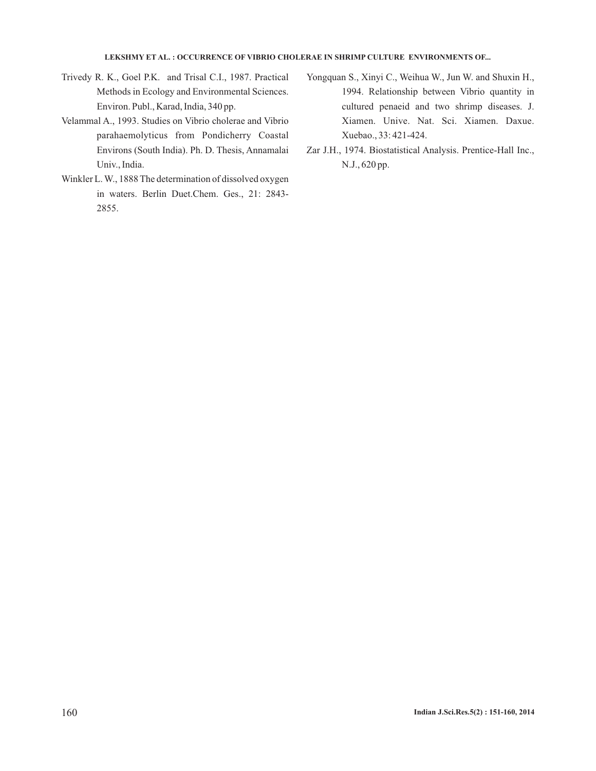Trivedy R. K., Goel P.K. and Trisal C.I., 1987. Practical Methods in Ecology and Environmental Sciences. Environ. Publ., Karad, India, 340 pp.

Velammal A., 1993. Studies on Vibrio cholerae and Vibrio parahaemolyticus from Pondicherry Coastal Environs (South India). Ph. D. Thesis, Annamalai Univ., India.

Winkler L. W., 1888 The determination of dissolved oxygen in waters. Berlin Duet.Chem. Ges., 21: 2843-2855.

Yongquan S., Xinyi C., Weihua W., Jun W. and Shuxin H., 1994. Relationship between Vibrio quantity in cultured penaeid and two shrimp diseases. J. Xiamen. Unive. Nat. Sci. Xiamen. Daxue. Xuebao., 33: 421-424.

Zar J.H., 1974. Biostatistical Analysis. Prentice-Hall Inc., N.J., 620 pp.